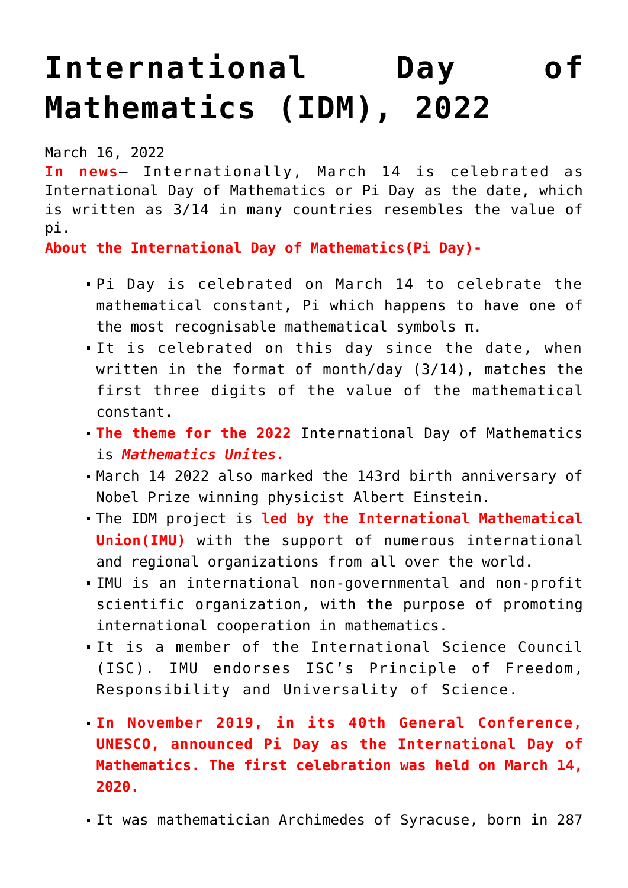# International Day of Mathematics (IDM), 2022

March 16, 2022

**In news**– Internationally, March 14 is celebrated as International Day of Mathematics or Pi Day as the date, which is written as 3/14 in many countries resembles the value of pi.

**About the International Day of Mathematics(Pi Day)-**

- Pi Day is celebrated on March 14 to celebrate the mathematical constant, Pi which happens to have one of the most recognisable mathematical symbols π.
- It is celebrated on this day since the date, when written in the format of month/day (3/14), matches the first three digits of the value of the mathematical constant.
- **The theme for the 2022** International Day of Mathematics is ***Mathematics Unites.***
- March 14 2022 also marked the 143rd birth anniversary of Nobel Prize winning physicist Albert Einstein.
- The IDM project is **led by the International Mathematical Union(IMU)** with the support of numerous international and regional organizations from all over the world.
- IMU is an international non-governmental and non-profit scientific organization, with the purpose of promoting international cooperation in mathematics.
- It is a member of the International Science Council (ISC). IMU endorses ISC's Principle of Freedom, Responsibility and Universality of Science.
- **In November 2019, in its 40th General Conference, UNESCO, announced Pi Day as the International Day of Mathematics. The first celebration was held on March 14, 2020.**
- It was mathematician Archimedes of Syracuse, born in 287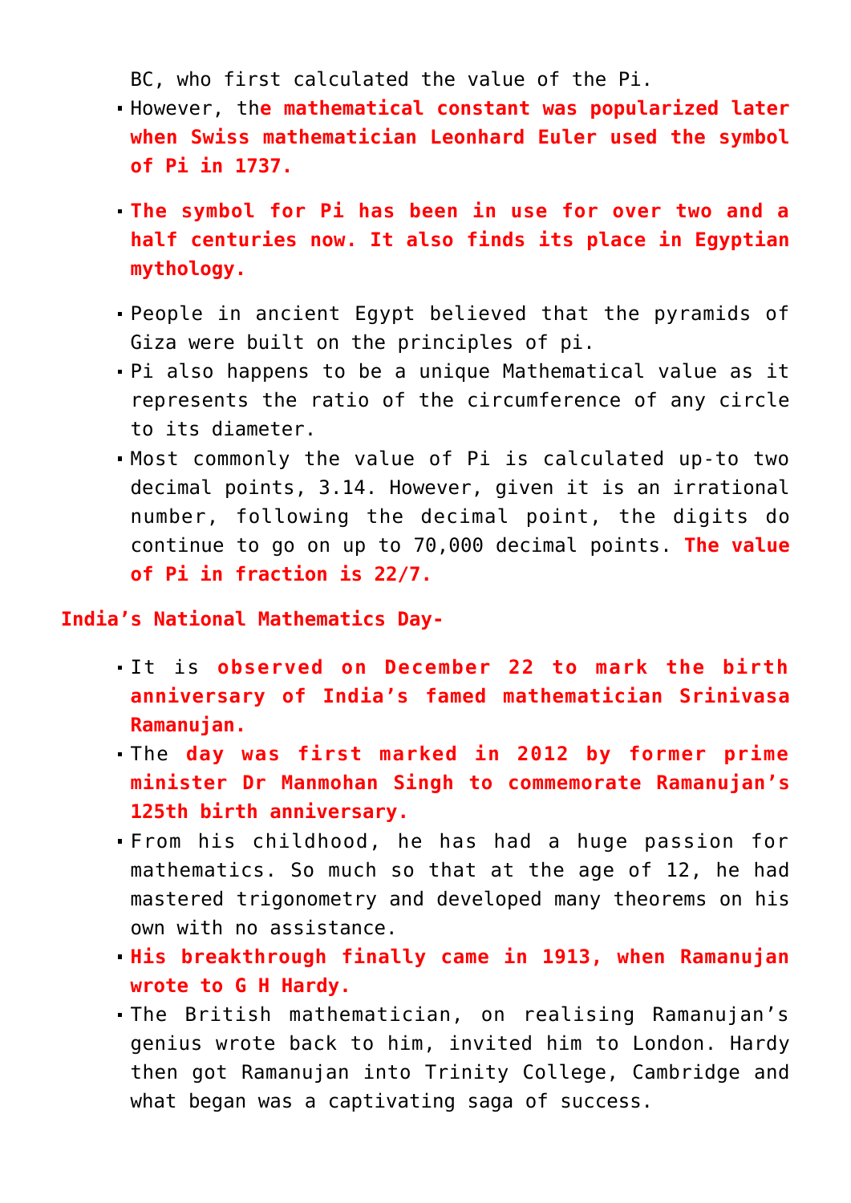BC, who first calculated the value of the Pi.

- However, the **mathematical constant was popularized later when Swiss mathematician Leonhard Euler used the symbol of Pi in 1737.**
- **The symbol for Pi has been in use for over two and a half centuries now. It also finds its place in Egyptian mythology.**
- People in ancient Egypt believed that the pyramids of Giza were built on the principles of pi.
- Pi also happens to be a unique Mathematical value as it represents the ratio of the circumference of any circle to its diameter.
- Most commonly the value of Pi is calculated up-to two decimal points, 3.14. However, given it is an irrational number, following the decimal point, the digits do continue to go on up to 70,000 decimal points. **The value of Pi in fraction is 22/7.**

**India's National Mathematics Day-**

- It is **observed on December 22 to mark the birth anniversary of India's famed mathematician Srinivasa Ramanujan.**
- The **day was first marked in 2012 by former prime minister Dr Manmohan Singh to commemorate Ramanujan's 125th birth anniversary.**
- From his childhood, he has had a huge passion for mathematics. So much so that at the age of 12, he had mastered trigonometry and developed many theorems on his own with no assistance.
- **His breakthrough finally came in 1913, when Ramanujan wrote to G H Hardy.**
- The British mathematician, on realising Ramanujan's genius wrote back to him, invited him to London. Hardy then got Ramanujan into Trinity College, Cambridge and what began was a captivating saga of success.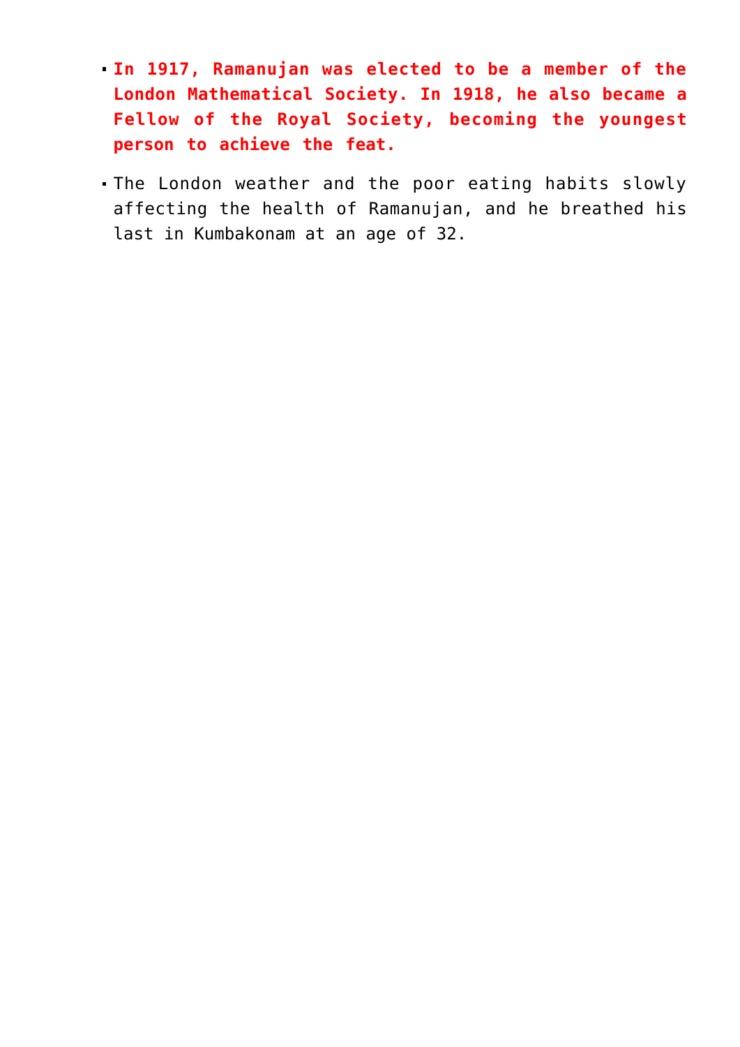- **In 1917, Ramanujan was elected to be a member of the London Mathematical Society. In 1918, he also became a Fellow of the Royal Society, becoming the youngest person to achieve the feat.**
- The London weather and the poor eating habits slowly affecting the health of Ramanujan, and he breathed his last in Kumbakonam at an age of 32.